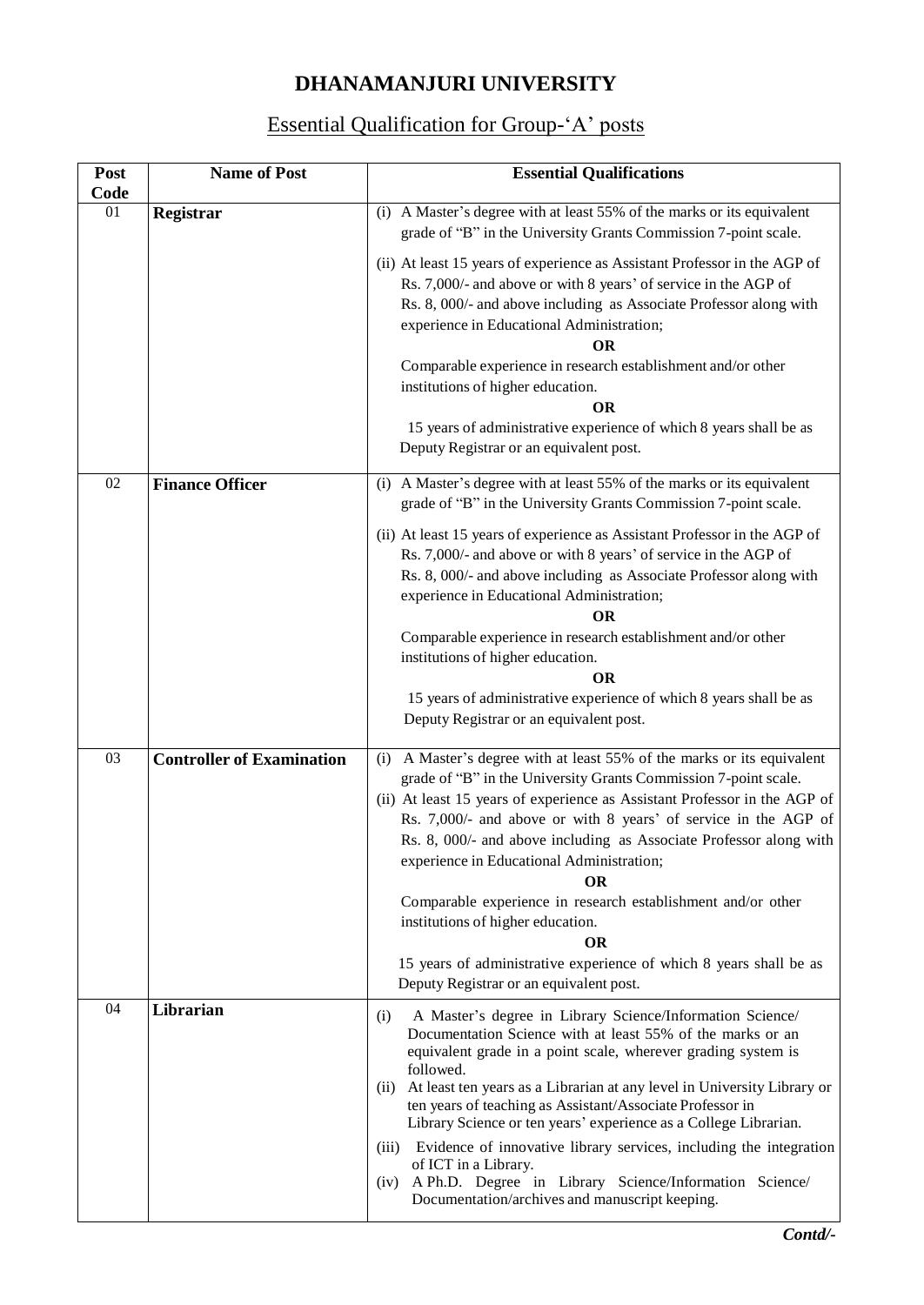# DHANAMANJURI UNIVERSITY

## Essential Qualification for Group-'A' posts

| Post Code | Name of Post | Essential Qualifications |
|---|---|---|
| 01 | **Registrar** | (i) A Master's degree with at least 55% of the marks or its equivalent grade of "B" in the University Grants Commission 7-point scale.<br>(ii) At least 15 years of experience as Assistant Professor in the AGP of Rs. 7,000/- and above or with 8 years' of service in the AGP of Rs. 8, 000/- and above including as Associate Professor along with experience in Educational Administration;<br>**OR**<br>Comparable experience in research establishment and/or other institutions of higher education.<br>**OR**<br>15 years of administrative experience of which 8 years shall be as Deputy Registrar or an equivalent post. |
| 02 | **Finance Officer** | (i) A Master's degree with at least 55% of the marks or its equivalent grade of "B" in the University Grants Commission 7-point scale.<br>(ii) At least 15 years of experience as Assistant Professor in the AGP of Rs. 7,000/- and above or with 8 years' of service in the AGP of Rs. 8, 000/- and above including as Associate Professor along with experience in Educational Administration;<br>**OR**<br>Comparable experience in research establishment and/or other institutions of higher education.<br>**OR**<br>15 years of administrative experience of which 8 years shall be as Deputy Registrar or an equivalent post. |
| 03 | **Controller of Examination** | (i) A Master's degree with at least 55% of the marks or its equivalent grade of "B" in the University Grants Commission 7-point scale.<br>(ii) At least 15 years of experience as Assistant Professor in the AGP of Rs. 7,000/- and above or with 8 years' of service in the AGP of Rs. 8, 000/- and above including as Associate Professor along with experience in Educational Administration;<br>**OR**<br>Comparable experience in research establishment and/or other institutions of higher education.<br>**OR**<br>15 years of administrative experience of which 8 years shall be as Deputy Registrar or an equivalent post. |
| 04 | **Librarian** | (i) A Master's degree in Library Science/Information Science/ Documentation Science with at least 55% of the marks or an equivalent grade in a point scale, wherever grading system is followed.<br>(ii) At least ten years as a Librarian at any level in University Library or ten years of teaching as Assistant/Associate Professor in Library Science or ten years' experience as a College Librarian.<br>(iii) Evidence of innovative library services, including the integration of ICT in a Library.<br>(iv) A Ph.D. Degree in Library Science/Information Science/ Documentation/archives and manuscript keeping. |

***Contd/-***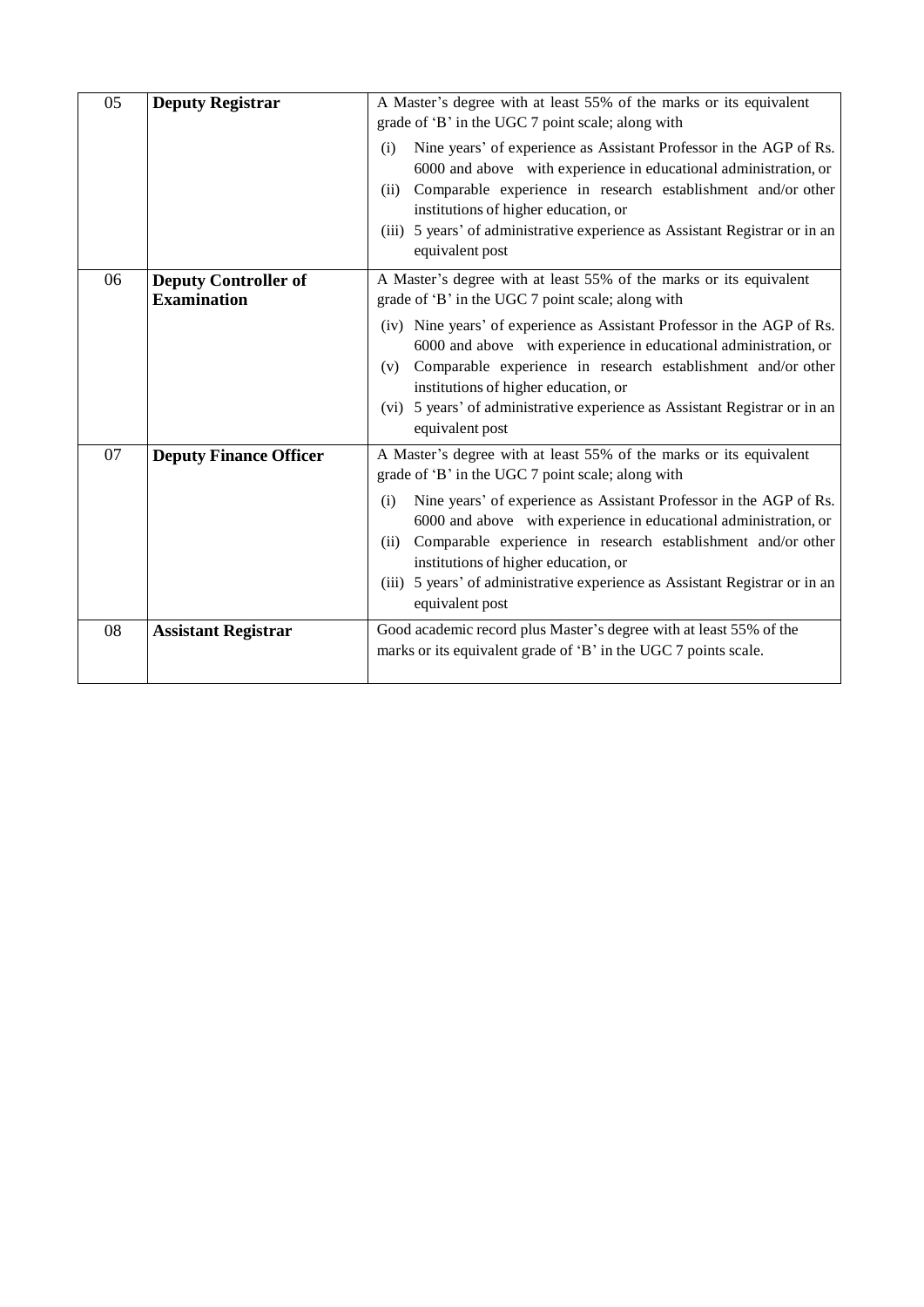| | | |
|---|---|---|
| 05 | **Deputy Registrar** | A Master's degree with at least 55% of the marks or its equivalent grade of 'B' in the UGC 7 point scale; along with<br>(i) Nine years' of experience as Assistant Professor in the AGP of Rs. 6000 and above with experience in educational administration, or<br>(ii) Comparable experience in research establishment and/or other institutions of higher education, or<br>(iii) 5 years' of administrative experience as Assistant Registrar or in an equivalent post |
| 06 | **Deputy Controller of Examination** | A Master's degree with at least 55% of the marks or its equivalent grade of 'B' in the UGC 7 point scale; along with<br>(iv) Nine years' of experience as Assistant Professor in the AGP of Rs. 6000 and above with experience in educational administration, or<br>(v) Comparable experience in research establishment and/or other institutions of higher education, or<br>(vi) 5 years' of administrative experience as Assistant Registrar or in an equivalent post |
| 07 | **Deputy Finance Officer** | A Master's degree with at least 55% of the marks or its equivalent grade of 'B' in the UGC 7 point scale; along with<br>(i) Nine years' of experience as Assistant Professor in the AGP of Rs. 6000 and above with experience in educational administration, or<br>(ii) Comparable experience in research establishment and/or other institutions of higher education, or<br>(iii) 5 years' of administrative experience as Assistant Registrar or in an equivalent post |
| 08 | **Assistant Registrar** | Good academic record plus Master's degree with at least 55% of the marks or its equivalent grade of 'B' in the UGC 7 points scale. |